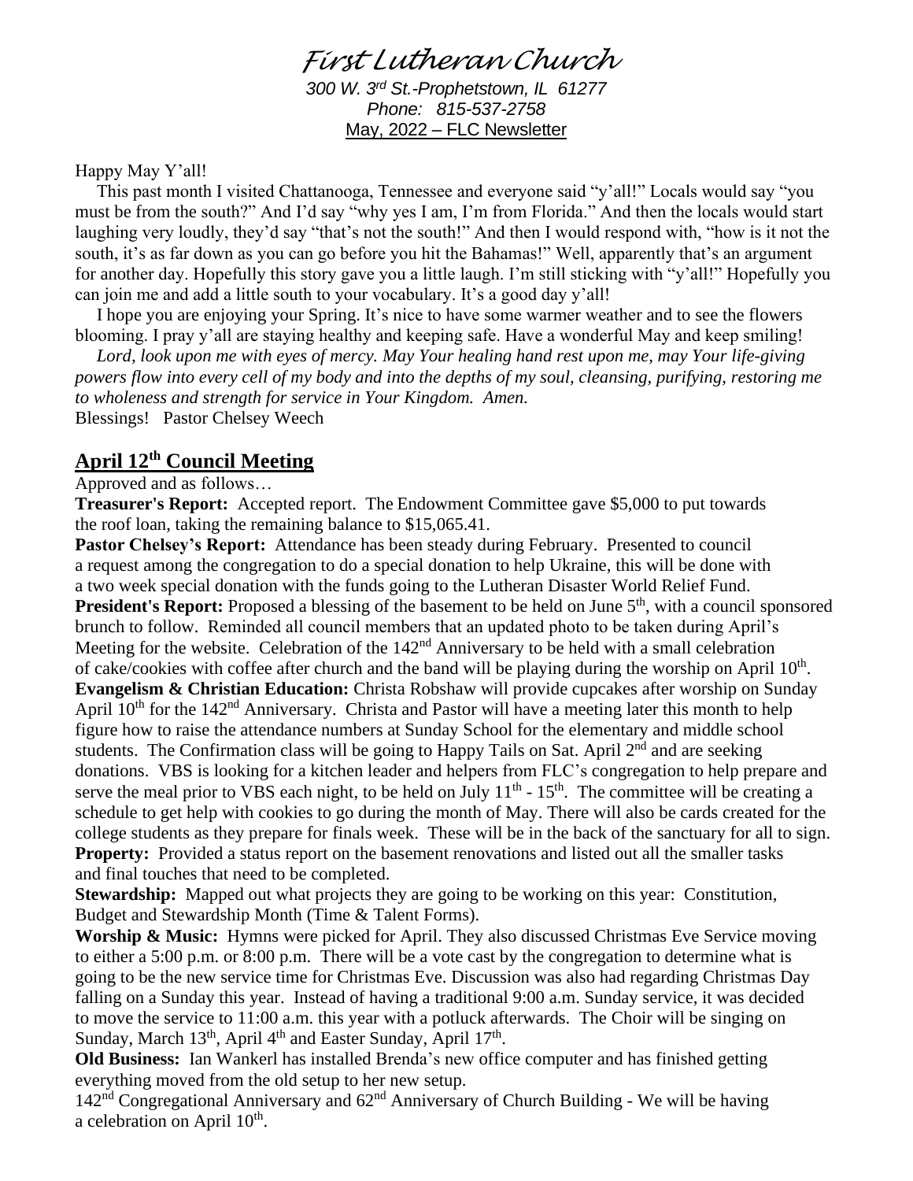# First Lutheran Church

*300 W. 3rd St.-Prophetstown, IL 61277*
*Phone: 815-537-2758*
May, 2022 – FLC Newsletter

Happy May Y'all!

This past month I visited Chattanooga, Tennessee and everyone said "y'all!" Locals would say "you must be from the south?" And I'd say "why yes I am, I'm from Florida." And then the locals would start laughing very loudly, they'd say "that's not the south!" And then I would respond with, "how is it not the south, it's as far down as you can go before you hit the Bahamas!" Well, apparently that's an argument for another day. Hopefully this story gave you a little laugh. I'm still sticking with "y'all!" Hopefully you can join me and add a little south to your vocabulary. It's a good day y'all!

I hope you are enjoying your Spring. It's nice to have some warmer weather and to see the flowers blooming. I pray y'all are staying healthy and keeping safe. Have a wonderful May and keep smiling!

*Lord, look upon me with eyes of mercy. May Your healing hand rest upon me, may Your life-giving powers flow into every cell of my body and into the depths of my soul, cleansing, purifying, restoring me to wholeness and strength for service in Your Kingdom. Amen.*

Blessings! Pastor Chelsey Weech

## April 12th Council Meeting

Approved and as follows…

**Treasurer's Report:** Accepted report. The Endowment Committee gave $5,000 to put towards the roof loan, taking the remaining balance to $15,065.41.

**Pastor Chelsey's Report:** Attendance has been steady during February. Presented to council a request among the congregation to do a special donation to help Ukraine, this will be done with a two week special donation with the funds going to the Lutheran Disaster World Relief Fund.

**President's Report:** Proposed a blessing of the basement to be held on June 5th, with a council sponsored brunch to follow. Reminded all council members that an updated photo to be taken during April's Meeting for the website. Celebration of the 142nd Anniversary to be held with a small celebration of cake/cookies with coffee after church and the band will be playing during the worship on April 10th.

**Evangelism & Christian Education:** Christa Robshaw will provide cupcakes after worship on Sunday April 10th for the 142nd Anniversary. Christa and Pastor will have a meeting later this month to help figure how to raise the attendance numbers at Sunday School for the elementary and middle school students. The Confirmation class will be going to Happy Tails on Sat. April 2nd and are seeking donations. VBS is looking for a kitchen leader and helpers from FLC's congregation to help prepare and serve the meal prior to VBS each night, to be held on July 11th - 15th. The committee will be creating a schedule to get help with cookies to go during the month of May. There will also be cards created for the college students as they prepare for finals week. These will be in the back of the sanctuary for all to sign.

**Property:** Provided a status report on the basement renovations and listed out all the smaller tasks and final touches that need to be completed.

**Stewardship:** Mapped out what projects they are going to be working on this year: Constitution, Budget and Stewardship Month (Time & Talent Forms).

**Worship & Music:** Hymns were picked for April. They also discussed Christmas Eve Service moving to either a 5:00 p.m. or 8:00 p.m. There will be a vote cast by the congregation to determine what is going to be the new service time for Christmas Eve. Discussion was also had regarding Christmas Day falling on a Sunday this year. Instead of having a traditional 9:00 a.m. Sunday service, it was decided to move the service to 11:00 a.m. this year with a potluck afterwards. The Choir will be singing on Sunday, March 13th, April 4th and Easter Sunday, April 17th.

**Old Business:** Ian Wankerl has installed Brenda's new office computer and has finished getting everything moved from the old setup to her new setup.

142nd Congregational Anniversary and 62nd Anniversary of Church Building - We will be having a celebration on April 10th.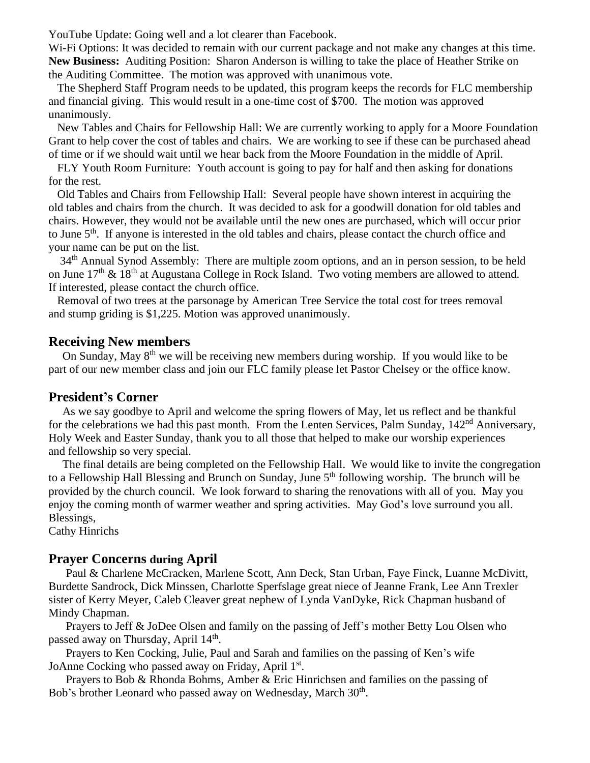YouTube Update: Going well and a lot clearer than Facebook.

Wi-Fi Options: It was decided to remain with our current package and not make any changes at this time.

**New Business:** Auditing Position: Sharon Anderson is willing to take the place of Heather Strike on the Auditing Committee. The motion was approved with unanimous vote.

The Shepherd Staff Program needs to be updated, this program keeps the records for FLC membership and financial giving. This would result in a one-time cost of $700. The motion was approved unanimously.

New Tables and Chairs for Fellowship Hall: We are currently working to apply for a Moore Foundation Grant to help cover the cost of tables and chairs. We are working to see if these can be purchased ahead of time or if we should wait until we hear back from the Moore Foundation in the middle of April.

FLY Youth Room Furniture: Youth account is going to pay for half and then asking for donations for the rest.

Old Tables and Chairs from Fellowship Hall: Several people have shown interest in acquiring the old tables and chairs from the church. It was decided to ask for a goodwill donation for old tables and chairs. However, they would not be available until the new ones are purchased, which will occur prior to June 5th. If anyone is interested in the old tables and chairs, please contact the church office and your name can be put on the list.

34th Annual Synod Assembly: There are multiple zoom options, and an in person session, to be held on June 17th & 18th at Augustana College in Rock Island. Two voting members are allowed to attend. If interested, please contact the church office.

Removal of two trees at the parsonage by American Tree Service the total cost for trees removal and stump griding is $1,225. Motion was approved unanimously.

## Receiving New members

On Sunday, May 8th we will be receiving new members during worship. If you would like to be part of our new member class and join our FLC family please let Pastor Chelsey or the office know.

## President's Corner

As we say goodbye to April and welcome the spring flowers of May, let us reflect and be thankful for the celebrations we had this past month. From the Lenten Services, Palm Sunday, 142nd Anniversary, Holy Week and Easter Sunday, thank you to all those that helped to make our worship experiences and fellowship so very special.

The final details are being completed on the Fellowship Hall. We would like to invite the congregation to a Fellowship Hall Blessing and Brunch on Sunday, June 5th following worship. The brunch will be provided by the church council. We look forward to sharing the renovations with all of you. May you enjoy the coming month of warmer weather and spring activities. May God's love surround you all.

Blessings,

Cathy Hinrichs

## Prayer Concerns during April

Paul & Charlene McCracken, Marlene Scott, Ann Deck, Stan Urban, Faye Finck, Luanne McDivitt, Burdette Sandrock, Dick Minssen, Charlotte Sperfslage great niece of Jeanne Frank, Lee Ann Trexler sister of Kerry Meyer, Caleb Cleaver great nephew of Lynda VanDyke, Rick Chapman husband of Mindy Chapman.

Prayers to Jeff & JoDee Olsen and family on the passing of Jeff's mother Betty Lou Olsen who passed away on Thursday, April 14th.

Prayers to Ken Cocking, Julie, Paul and Sarah and families on the passing of Ken's wife JoAnne Cocking who passed away on Friday, April 1st.

Prayers to Bob & Rhonda Bohms, Amber & Eric Hinrichsen and families on the passing of Bob's brother Leonard who passed away on Wednesday, March 30th.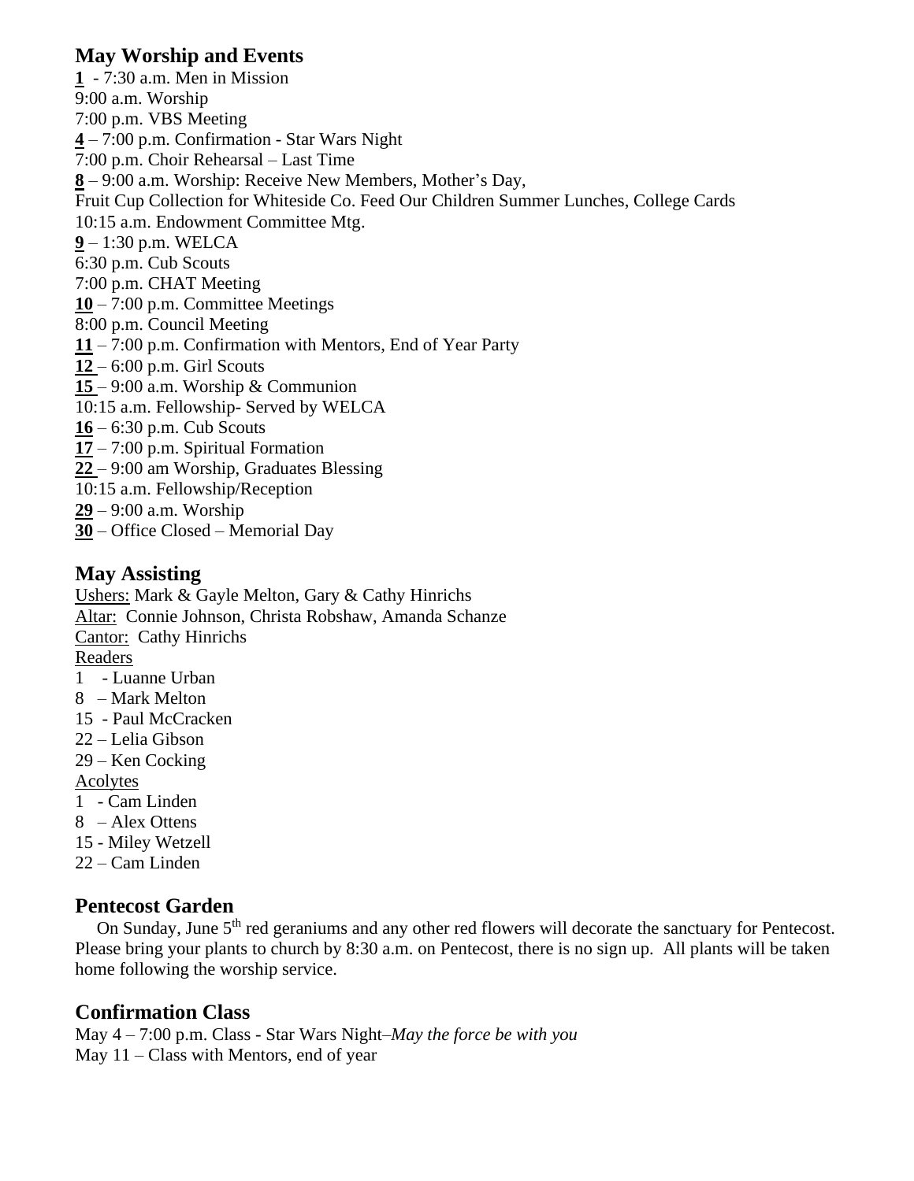## May Worship and Events

**1** - 7:30 a.m. Men in Mission
9:00 a.m. Worship
7:00 p.m. VBS Meeting
**4** – 7:00 p.m. Confirmation - Star Wars Night
7:00 p.m. Choir Rehearsal – Last Time
**8** – 9:00 a.m. Worship: Receive New Members, Mother's Day,
Fruit Cup Collection for Whiteside Co. Feed Our Children Summer Lunches, College Cards
10:15 a.m. Endowment Committee Mtg.
**9** – 1:30 p.m. WELCA
6:30 p.m. Cub Scouts
7:00 p.m. CHAT Meeting
**10** – 7:00 p.m. Committee Meetings
8:00 p.m. Council Meeting
**11** – 7:00 p.m. Confirmation with Mentors, End of Year Party
**12** – 6:00 p.m. Girl Scouts
**15** – 9:00 a.m. Worship & Communion
10:15 a.m. Fellowship- Served by WELCA
**16** – 6:30 p.m. Cub Scouts
**17** – 7:00 p.m. Spiritual Formation
**22** – 9:00 am Worship, Graduates Blessing
10:15 a.m. Fellowship/Reception
**29** – 9:00 a.m. Worship
**30** – Office Closed – Memorial Day

## May Assisting

Ushers: Mark & Gayle Melton, Gary & Cathy Hinrichs
Altar: Connie Johnson, Christa Robshaw, Amanda Schanze
Cantor: Cathy Hinrichs
Readers
1 - Luanne Urban
8 – Mark Melton
15 - Paul McCracken
22 – Lelia Gibson
29 – Ken Cocking
Acolytes
1 - Cam Linden
8 – Alex Ottens
15 - Miley Wetzell
22 – Cam Linden

## Pentecost Garden

On Sunday, June 5th red geraniums and any other red flowers will decorate the sanctuary for Pentecost. Please bring your plants to church by 8:30 a.m. on Pentecost, there is no sign up. All plants will be taken home following the worship service.

## Confirmation Class

May 4 – 7:00 p.m. Class - Star Wars Night–*May the force be with you*
May 11 – Class with Mentors, end of year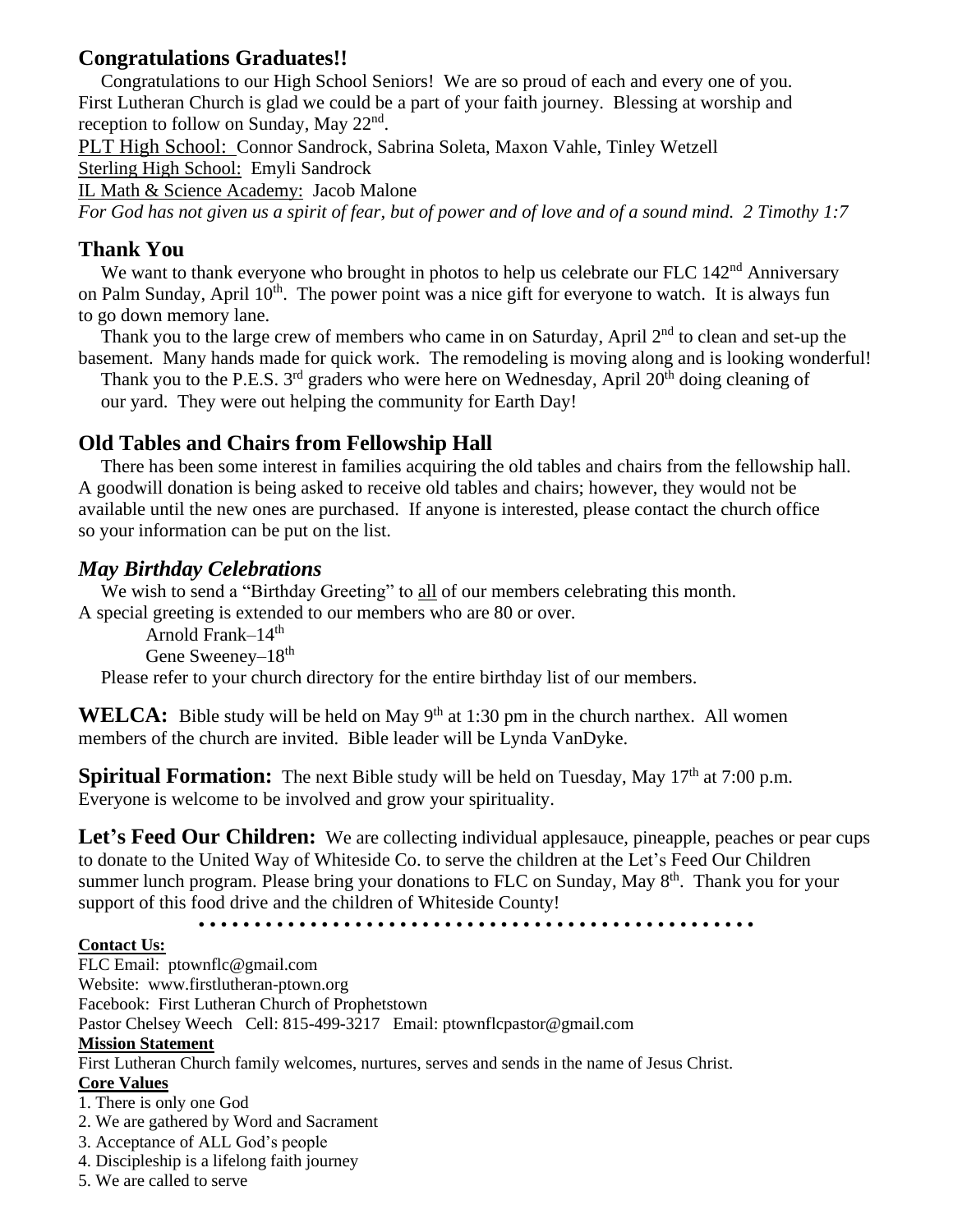## Congratulations Graduates!!

Congratulations to our High School Seniors! We are so proud of each and every one of you. First Lutheran Church is glad we could be a part of your faith journey. Blessing at worship and reception to follow on Sunday, May 22nd.

PLT High School: Connor Sandrock, Sabrina Soleta, Maxon Vahle, Tinley Wetzell

Sterling High School: Emyli Sandrock

IL Math & Science Academy: Jacob Malone

*For God has not given us a spirit of fear, but of power and of love and of a sound mind. 2 Timothy 1:7*

## Thank You

We want to thank everyone who brought in photos to help us celebrate our FLC 142nd Anniversary on Palm Sunday, April 10th. The power point was a nice gift for everyone to watch. It is always fun to go down memory lane.

Thank you to the large crew of members who came in on Saturday, April 2nd to clean and set-up the basement. Many hands made for quick work. The remodeling is moving along and is looking wonderful!

Thank you to the P.E.S. 3rd graders who were here on Wednesday, April 20th doing cleaning of our yard. They were out helping the community for Earth Day!

## Old Tables and Chairs from Fellowship Hall

There has been some interest in families acquiring the old tables and chairs from the fellowship hall. A goodwill donation is being asked to receive old tables and chairs; however, they would not be available until the new ones are purchased. If anyone is interested, please contact the church office so your information can be put on the list.

## *May Birthday Celebrations*

We wish to send a "Birthday Greeting" to all of our members celebrating this month. A special greeting is extended to our members who are 80 or over.

Arnold Frank–14th
Gene Sweeney–18th

Please refer to your church directory for the entire birthday list of our members.

**WELCA:** Bible study will be held on May 9th at 1:30 pm in the church narthex. All women members of the church are invited. Bible leader will be Lynda VanDyke.

**Spiritual Formation:** The next Bible study will be held on Tuesday, May 17th at 7:00 p.m. Everyone is welcome to be involved and grow your spirituality.

**Let's Feed Our Children:** We are collecting individual applesauce, pineapple, peaches or pear cups to donate to the United Way of Whiteside Co. to serve the children at the Let's Feed Our Children summer lunch program. Please bring your donations to FLC on Sunday, May 8th. Thank you for your support of this food drive and the children of Whiteside County!

**Contact Us:**

FLC Email: ptownflc@gmail.com
Website: www.firstlutheran-ptown.org
Facebook: First Lutheran Church of Prophetstown
Pastor Chelsey Weech Cell: 815-499-3217 Email: ptownflcpastor@gmail.com

**Mission Statement**

First Lutheran Church family welcomes, nurtures, serves and sends in the name of Jesus Christ.

**Core Values**

1. There is only one God
2. We are gathered by Word and Sacrament
3. Acceptance of ALL God's people
4. Discipleship is a lifelong faith journey
5. We are called to serve